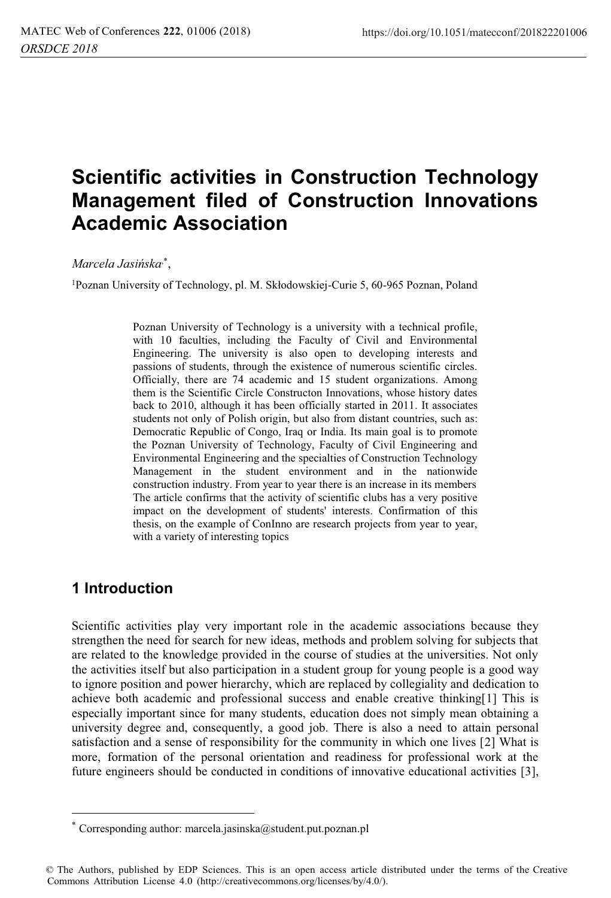# Scientific activities in Construction Technology Management filed of Construction Innovations Academic Association

*Marcela Jasińska*[1,*],

[1]Poznan University of Technology, pl. M. Skłodowskiej-Curie 5, 60-965 Poznan, Poland

Poznan University of Technology is a university with a technical profile, with 10 faculties, including the Faculty of Civil and Environmental Engineering. The university is also open to developing interests and passions of students, through the existence of numerous scientific circles. Officially, there are 74 academic and 15 student organizations. Among them is the Scientific Circle Constructon Innovations, whose history dates back to 2010, although it has been officially started in 2011. It associates students not only of Polish origin, but also from distant countries, such as: Democratic Republic of Congo, Iraq or India. Its main goal is to promote the Poznan University of Technology, Faculty of Civil Engineering and Environmental Engineering and the specialties of Construction Technology Management in the student environment and in the nationwide construction industry. From year to year there is an increase in its members The article confirms that the activity of scientific clubs has a very positive impact on the development of students' interests. Confirmation of this thesis, on the example of ConInno are research projects from year to year, with a variety of interesting topics

## 1 Introduction

Scientific activities play very important role in the academic associations because they strengthen the need for search for new ideas, methods and problem solving for subjects that are related to the knowledge provided in the course of studies at the universities. Not only the activities itself but also participation in a student group for young people is a good way to ignore position and power hierarchy, which are replaced by collegiality and dedication to achieve both academic and professional success and enable creative thinking[1] This is especially important since for many students, education does not simply mean obtaining a university degree and, consequently, a good job. There is also a need to attain personal satisfaction and a sense of responsibility for the community in which one lives [2] What is more, formation of the personal orientation and readiness for professional work at the future engineers should be conducted in conditions of innovative educational activities [3],

[*] Corresponding author: marcela.jasinska@student.put.poznan.pl

© The Authors, published by EDP Sciences. This is an open access article distributed under the terms of the Creative Commons Attribution License 4.0 (http://creativecommons.org/licenses/by/4.0/).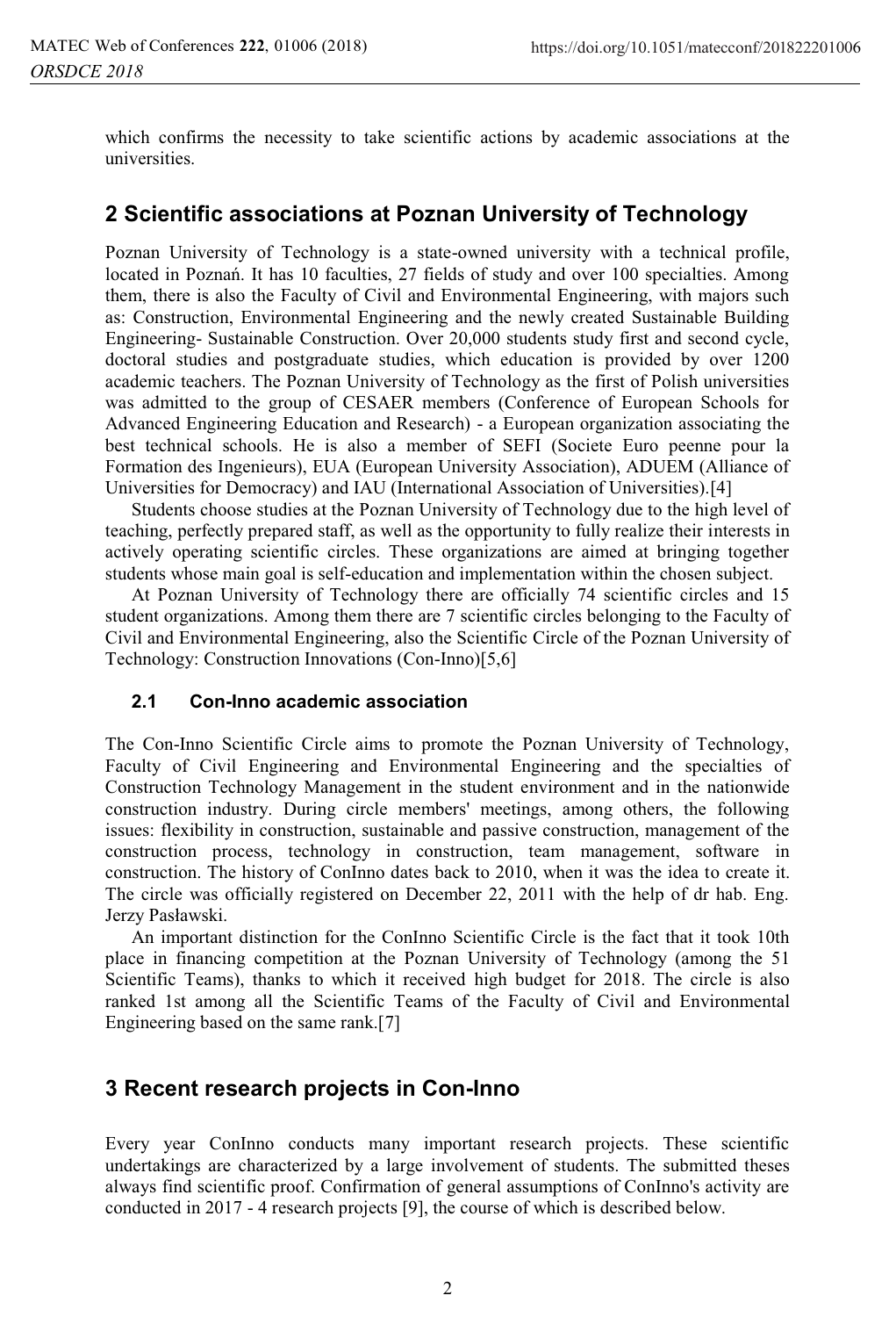which confirms the necessity to take scientific actions by academic associations at the universities.

## 2 Scientific associations at Poznan University of Technology

Poznan University of Technology is a state-owned university with a technical profile, located in Poznań. It has 10 faculties, 27 fields of study and over 100 specialties. Among them, there is also the Faculty of Civil and Environmental Engineering, with majors such as: Construction, Environmental Engineering and the newly created Sustainable Building Engineering- Sustainable Construction. Over 20,000 students study first and second cycle, doctoral studies and postgraduate studies, which education is provided by over 1200 academic teachers. The Poznan University of Technology as the first of Polish universities was admitted to the group of CESAER members (Conference of European Schools for Advanced Engineering Education and Research) - a European organization associating the best technical schools. He is also a member of SEFI (Societe Euro peenne pour la Formation des Ingenieurs), EUA (European University Association), ADUEM (Alliance of Universities for Democracy) and IAU (International Association of Universities).[4]

Students choose studies at the Poznan University of Technology due to the high level of teaching, perfectly prepared staff, as well as the opportunity to fully realize their interests in actively operating scientific circles. These organizations are aimed at bringing together students whose main goal is self-education and implementation within the chosen subject.

At Poznan University of Technology there are officially 74 scientific circles and 15 student organizations. Among them there are 7 scientific circles belonging to the Faculty of Civil and Environmental Engineering, also the Scientific Circle of the Poznan University of Technology: Construction Innovations (Con-Inno)[5,6]

### 2.1 Con-Inno academic association

The Con-Inno Scientific Circle aims to promote the Poznan University of Technology, Faculty of Civil Engineering and Environmental Engineering and the specialties of Construction Technology Management in the student environment and in the nationwide construction industry. During circle members' meetings, among others, the following issues: flexibility in construction, sustainable and passive construction, management of the construction process, technology in construction, team management, software in construction. The history of ConInno dates back to 2010, when it was the idea to create it. The circle was officially registered on December 22, 2011 with the help of dr hab. Eng. Jerzy Pasławski.

An important distinction for the ConInno Scientific Circle is the fact that it took 10th place in financing competition at the Poznan University of Technology (among the 51 Scientific Teams), thanks to which it received high budget for 2018. The circle is also ranked 1st among all the Scientific Teams of the Faculty of Civil and Environmental Engineering based on the same rank.[7]

## 3 Recent research projects in Con-Inno

Every year ConInno conducts many important research projects. These scientific undertakings are characterized by a large involvement of students. The submitted theses always find scientific proof. Confirmation of general assumptions of ConInno's activity are conducted in 2017 - 4 research projects [9], the course of which is described below.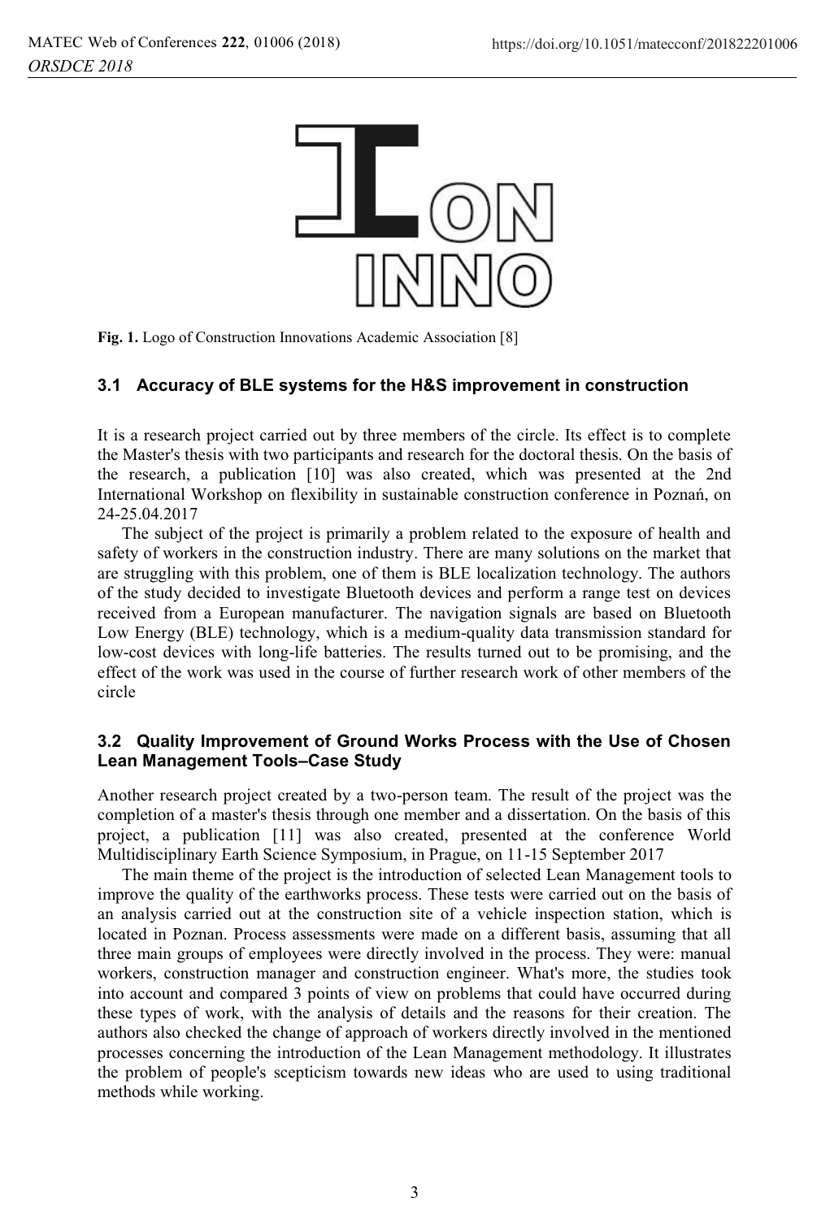Fig. 1. Logo of Construction Innovations Academic Association [8]

### 3.1 Accuracy of BLE systems for the H&S improvement in construction

It is a research project carried out by three members of the circle. Its effect is to complete the Master's thesis with two participants and research for the doctoral thesis. On the basis of the research, a publication [10] was also created, which was presented at the 2nd International Workshop on flexibility in sustainable construction conference in Poznań, on 24-25.04.2017

The subject of the project is primarily a problem related to the exposure of health and safety of workers in the construction industry. There are many solutions on the market that are struggling with this problem, one of them is BLE localization technology. The authors of the study decided to investigate Bluetooth devices and perform a range test on devices received from a European manufacturer. The navigation signals are based on Bluetooth Low Energy (BLE) technology, which is a medium-quality data transmission standard for low-cost devices with long-life batteries. The results turned out to be promising, and the effect of the work was used in the course of further research work of other members of the circle

### 3.2 Quality Improvement of Ground Works Process with the Use of Chosen Lean Management Tools–Case Study

Another research project created by a two-person team. The result of the project was the completion of a master's thesis through one member and a dissertation. On the basis of this project, a publication [11] was also created, presented at the conference World Multidisciplinary Earth Science Symposium, in Prague, on 11-15 September 2017

The main theme of the project is the introduction of selected Lean Management tools to improve the quality of the earthworks process. These tests were carried out on the basis of an analysis carried out at the construction site of a vehicle inspection station, which is located in Poznan. Process assessments were made on a different basis, assuming that all three main groups of employees were directly involved in the process. They were: manual workers, construction manager and construction engineer. What's more, the studies took into account and compared 3 points of view on problems that could have occurred during these types of work, with the analysis of details and the reasons for their creation. The authors also checked the change of approach of workers directly involved in the mentioned processes concerning the introduction of the Lean Management methodology. It illustrates the problem of people's scepticism towards new ideas who are used to using traditional methods while working.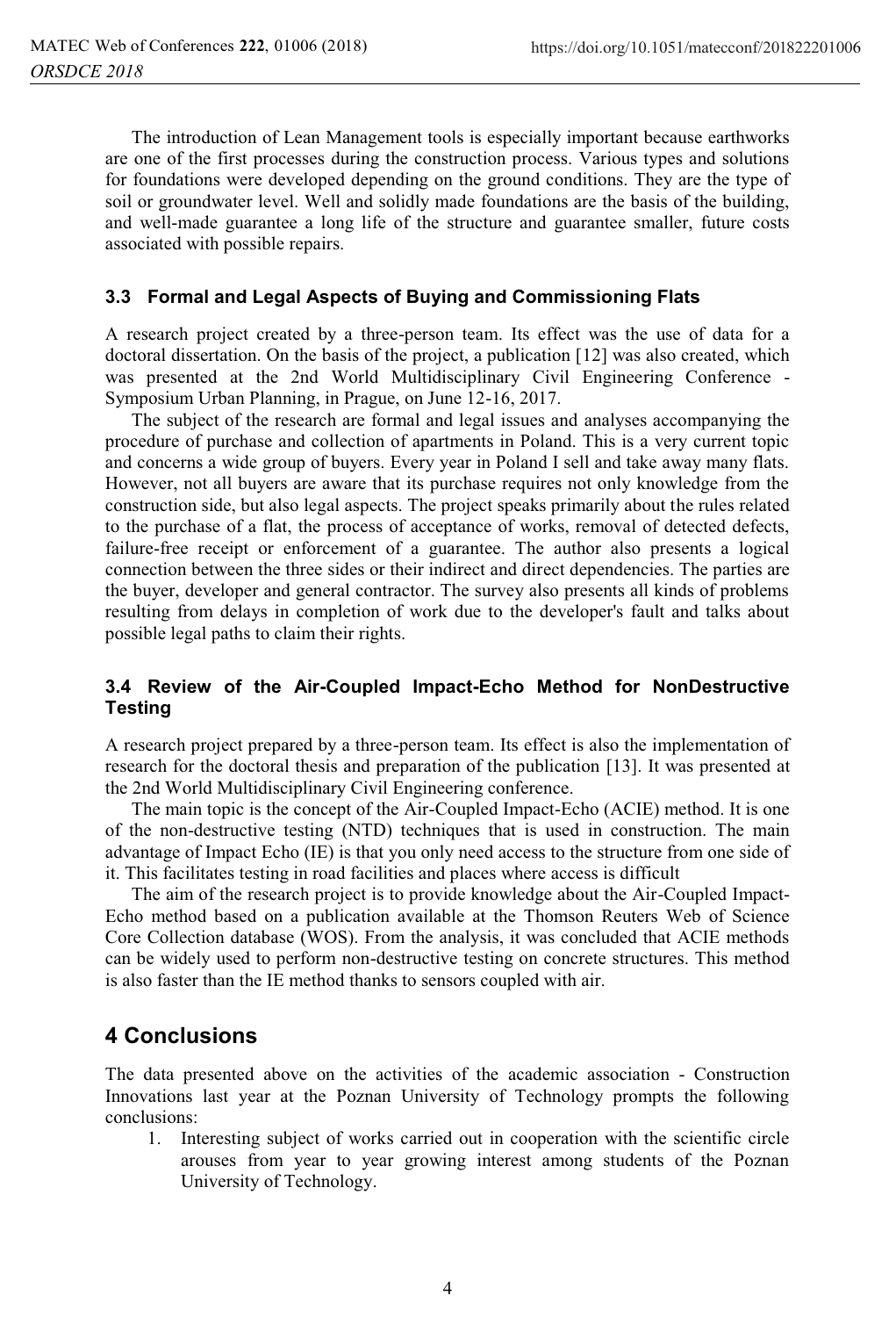The introduction of Lean Management tools is especially important because earthworks are one of the first processes during the construction process. Various types and solutions for foundations were developed depending on the ground conditions. They are the type of soil or groundwater level. Well and solidly made foundations are the basis of the building, and well-made guarantee a long life of the structure and guarantee smaller, future costs associated with possible repairs.

### 3.3 Formal and Legal Aspects of Buying and Commissioning Flats

A research project created by a three-person team. Its effect was the use of data for a doctoral dissertation. On the basis of the project, a publication [12] was also created, which was presented at the 2nd World Multidisciplinary Civil Engineering Conference - Symposium Urban Planning, in Prague, on June 12-16, 2017.

The subject of the research are formal and legal issues and analyses accompanying the procedure of purchase and collection of apartments in Poland. This is a very current topic and concerns a wide group of buyers. Every year in Poland I sell and take away many flats. However, not all buyers are aware that its purchase requires not only knowledge from the construction side, but also legal aspects. The project speaks primarily about the rules related to the purchase of a flat, the process of acceptance of works, removal of detected defects, failure-free receipt or enforcement of a guarantee. The author also presents a logical connection between the three sides or their indirect and direct dependencies. The parties are the buyer, developer and general contractor. The survey also presents all kinds of problems resulting from delays in completion of work due to the developer's fault and talks about possible legal paths to claim their rights.

### 3.4 Review of the Air-Coupled Impact-Echo Method for NonDestructive Testing

A research project prepared by a three-person team. Its effect is also the implementation of research for the doctoral thesis and preparation of the publication [13]. It was presented at the 2nd World Multidisciplinary Civil Engineering conference.

The main topic is the concept of the Air-Coupled Impact-Echo (ACIE) method. It is one of the non-destructive testing (NTD) techniques that is used in construction. The main advantage of Impact Echo (IE) is that you only need access to the structure from one side of it. This facilitates testing in road facilities and places where access is difficult

The aim of the research project is to provide knowledge about the Air-Coupled Impact-Echo method based on a publication available at the Thomson Reuters Web of Science Core Collection database (WOS). From the analysis, it was concluded that ACIE methods can be widely used to perform non-destructive testing on concrete structures. This method is also faster than the IE method thanks to sensors coupled with air.

## 4 Conclusions

The data presented above on the activities of the academic association - Construction Innovations last year at the Poznan University of Technology prompts the following conclusions:

1. Interesting subject of works carried out in cooperation with the scientific circle arouses from year to year growing interest among students of the Poznan University of Technology.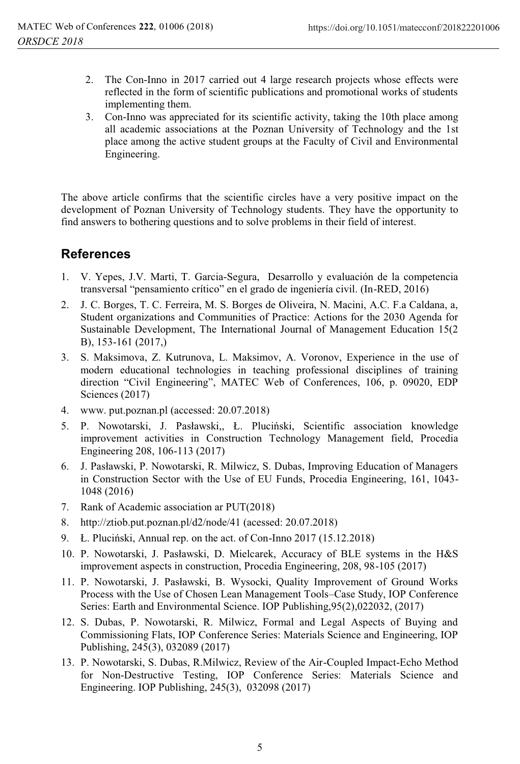2. The Con-Inno in 2017 carried out 4 large research projects whose effects were reflected in the form of scientific publications and promotional works of students implementing them.
3. Con-Inno was appreciated for its scientific activity, taking the 10th place among all academic associations at the Poznan University of Technology and the 1st place among the active student groups at the Faculty of Civil and Environmental Engineering.

The above article confirms that the scientific circles have a very positive impact on the development of Poznan University of Technology students. They have the opportunity to find answers to bothering questions and to solve problems in their field of interest.

## References

1. V. Yepes, J.V. Marti, T. Garcia-Segura, Desarrollo y evaluación de la competencia transversal "pensamiento crítico" en el grado de ingeniería civil. (In-RED, 2016)
2. J. C. Borges, T. C. Ferreira, M. S. Borges de Oliveira, N. Macini, A.C. F.a Caldana, a, Student organizations and Communities of Practice: Actions for the 2030 Agenda for Sustainable Development, The International Journal of Management Education 15(2 B), 153-161 (2017,)
3. S. Maksimova, Z. Kutrunova, L. Maksimov, A. Voronov, Experience in the use of modern educational technologies in teaching professional disciplines of training direction "Civil Engineering", MATEC Web of Conferences, 106, p. 09020, EDP Sciences (2017)
4. www. put.poznan.pl (accessed: 20.07.2018)
5. P. Nowotarski, J. Pasławski,, Ł. Pluciński, Scientific association knowledge improvement activities in Construction Technology Management field, Procedia Engineering 208, 106-113 (2017)
6. J. Pasławski, P. Nowotarski, R. Milwicz, S. Dubas, Improving Education of Managers in Construction Sector with the Use of EU Funds, Procedia Engineering, 161, 1043-1048 (2016)
7. Rank of Academic association ar PUT(2018)
8. http://ztiob.put.poznan.pl/d2/node/41 (acessed: 20.07.2018)
9. Ł. Pluciński, Annual rep. on the act. of Con-Inno 2017 (15.12.2018)
10. P. Nowotarski, J. Pasławski, D. Mielcarek, Accuracy of BLE systems in the H&S improvement aspects in construction, Procedia Engineering, 208, 98-105 (2017)
11. P. Nowotarski, J. Pasławski, B. Wysocki, Quality Improvement of Ground Works Process with the Use of Chosen Lean Management Tools–Case Study, IOP Conference Series: Earth and Environmental Science. IOP Publishing,95(2),022032, (2017)
12. S. Dubas, P. Nowotarski, R. Milwicz, Formal and Legal Aspects of Buying and Commissioning Flats, IOP Conference Series: Materials Science and Engineering, IOP Publishing, 245(3), 032089 (2017)
13. P. Nowotarski, S. Dubas, R.Milwicz, Review of the Air-Coupled Impact-Echo Method for Non-Destructive Testing, IOP Conference Series: Materials Science and Engineering. IOP Publishing, 245(3), 032098 (2017)